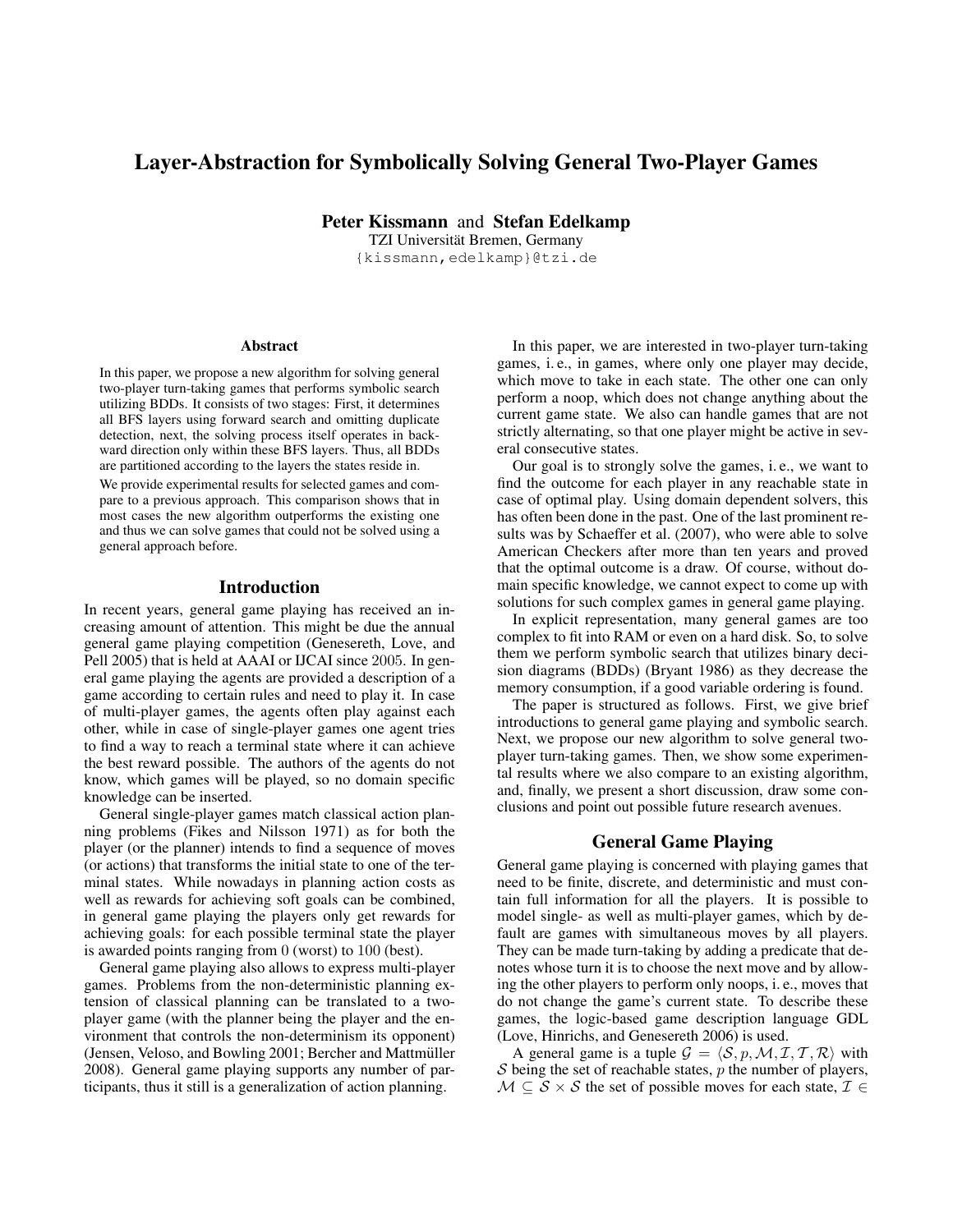# Layer-Abstraction for Symbolically Solving General Two-Player Games

**Peter Kissmann** and **Stefan Edelkamp**
TZI Universität Bremen, Germany
{kissmann,edelkamp}@tzi.de

### Abstract

In this paper, we propose a new algorithm for solving general two-player turn-taking games that performs symbolic search utilizing BDDs. It consists of two stages: First, it determines all BFS layers using forward search and omitting duplicate detection, next, the solving process itself operates in backward direction only within these BFS layers. Thus, all BDDs are partitioned according to the layers the states reside in.

We provide experimental results for selected games and compare to a previous approach. This comparison shows that in most cases the new algorithm outperforms the existing one and thus we can solve games that could not be solved using a general approach before.

## Introduction

In recent years, general game playing has received an increasing amount of attention. This might be due the annual general game playing competition (Genesereth, Love, and Pell 2005) that is held at AAAI or IJCAI since 2005. In general game playing the agents are provided a description of a game according to certain rules and need to play it. In case of multi-player games, the agents often play against each other, while in case of single-player games one agent tries to find a way to reach a terminal state where it can achieve the best reward possible. The authors of the agents do not know, which games will be played, so no domain specific knowledge can be inserted.

General single-player games match classical action planning problems (Fikes and Nilsson 1971) as for both the player (or the planner) intends to find a sequence of moves (or actions) that transforms the initial state to one of the terminal states. While nowadays in planning action costs as well as rewards for achieving soft goals can be combined, in general game playing the players only get rewards for achieving goals: for each possible terminal state the player is awarded points ranging from $0$ (worst) to $100$ (best).

General game playing also allows to express multi-player games. Problems from the non-deterministic planning extension of classical planning can be translated to a two-player game (with the planner being the player and the environment that controls the non-determinism its opponent) (Jensen, Veloso, and Bowling 2001; Bercher and Mattmüller 2008). General game playing supports any number of participants, thus it still is a generalization of action planning.

In this paper, we are interested in two-player turn-taking games, i. e., in games, where only one player may decide, which move to take in each state. The other one can only perform a noop, which does not change anything about the current game state. We also can handle games that are not strictly alternating, so that one player might be active in several consecutive states.

Our goal is to strongly solve the games, i. e., we want to find the outcome for each player in any reachable state in case of optimal play. Using domain dependent solvers, this has often been done in the past. One of the last prominent results was by Schaeffer et al. (2007), who were able to solve American Checkers after more than ten years and proved that the optimal outcome is a draw. Of course, without domain specific knowledge, we cannot expect to come up with solutions for such complex games in general game playing.

In explicit representation, many general games are too complex to fit into RAM or even on a hard disk. So, to solve them we perform symbolic search that utilizes binary decision diagrams (BDDs) (Bryant 1986) as they decrease the memory consumption, if a good variable ordering is found.

The paper is structured as follows. First, we give brief introductions to general game playing and symbolic search. Next, we propose our new algorithm to solve general two-player turn-taking games. Then, we show some experimental results where we also compare to an existing algorithm, and, finally, we present a short discussion, draw some conclusions and point out possible future research avenues.

## General Game Playing

General game playing is concerned with playing games that need to be finite, discrete, and deterministic and must contain full information for all the players. It is possible to model single- as well as multi-player games, which by default are games with simultaneous moves by all players. They can be made turn-taking by adding a predicate that denotes whose turn it is to choose the next move and by allowing the other players to perform only noops, i. e., moves that do not change the game's current state. To describe these games, the logic-based game description language GDL (Love, Hinrichs, and Genesereth 2006) is used.

A general game is a tuple $\mathcal{G} = \langle \mathcal{S}, p, \mathcal{M}, \mathcal{I}, \mathcal{T}, \mathcal{R} \rangle$ with $\mathcal{S}$ being the set of reachable states, $p$ the number of players, $\mathcal{M} \subseteq \mathcal{S} \times \mathcal{S}$ the set of possible moves for each state, $\mathcal{I} \in$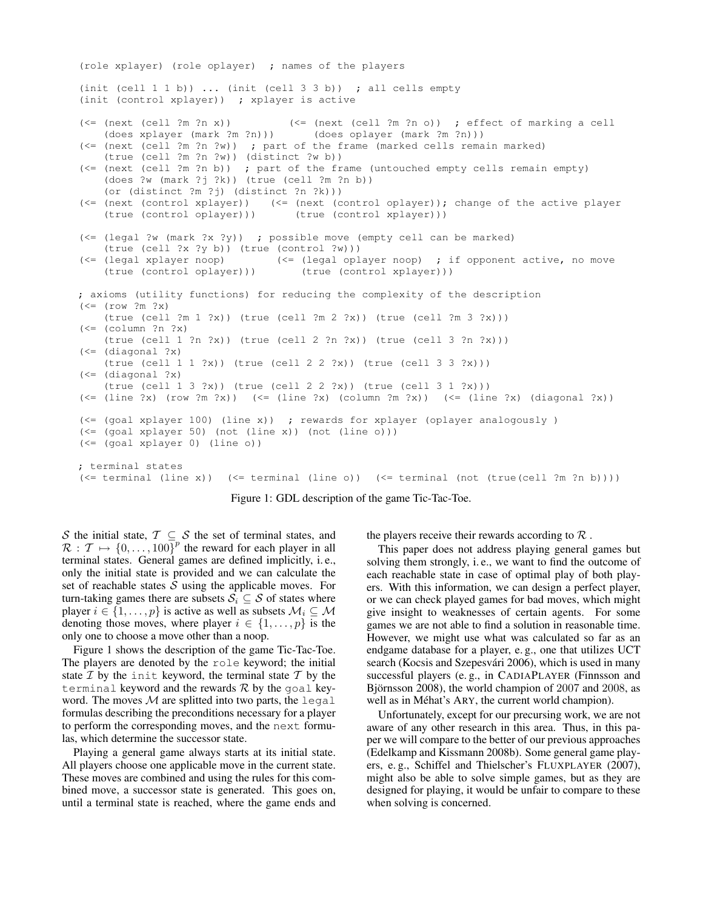```
(role xplayer) (role oplayer)  ; names of the players

(init (cell 1 1 b)) ... (init (cell 3 3 b))  ; all cells empty
(init (control xplayer))  ; xplayer is active

(<= (next (cell ?m ?n x))          (<= (next (cell ?m ?n o))  ; effect of marking a cell
    (does xplayer (mark ?m ?n)))       (does oplayer (mark ?m ?n)))
(<= (next (cell ?m ?n ?w))  ; part of the frame (marked cells remain marked)
    (true (cell ?m ?n ?w)) (distinct ?w b))
(<= (next (cell ?m ?n b))  ; part of the frame (untouched empty cells remain empty)
    (does ?w (mark ?j ?k)) (true (cell ?m ?n b))
    (or (distinct ?m ?j) (distinct ?n ?k)))
(<= (next (control xplayer))    (<= (next (control oplayer)); change of the active player
    (true (control oplayer)))       (true (control xplayer)))

(<= (legal ?w (mark ?x ?y))  ; possible move (empty cell can be marked)
    (true (cell ?x ?y b)) (true (control ?w)))
(<= (legal xplayer noop)        (<= (legal oplayer noop)  ; if opponent active, no move
    (true (control oplayer)))       (true (control xplayer)))

; axioms (utility functions) for reducing the complexity of the description
(<= (row ?m ?x)
    (true (cell ?m 1 ?x)) (true (cell ?m 2 ?x)) (true (cell ?m 3 ?x)))
(<= (column ?n ?x)
    (true (cell 1 ?n ?x)) (true (cell 2 ?n ?x)) (true (cell 3 ?n ?x)))
(<= (diagonal ?x)
    (true (cell 1 1 ?x)) (true (cell 2 2 ?x)) (true (cell 3 3 ?x)))
(<= (diagonal ?x)
    (true (cell 1 3 ?x)) (true (cell 2 2 ?x)) (true (cell 3 1 ?x)))
(<= (line ?x) (row ?m ?x))  (<= (line ?x) (column ?m ?x))  (<= (line ?x) (diagonal ?x))

(<= (goal xplayer 100) (line x))  ; rewards for xplayer (oplayer analogously )
(<= (goal xplayer 50) (not (line x)) (not (line o)))
(<= (goal xplayer 0) (line o))

; terminal states
(<= terminal (line x))  (<= terminal (line o))  (<= terminal (not (true(cell ?m ?n b))))
```

Figure 1: GDL description of the game Tic-Tac-Toe.

$\mathcal{S}$ the initial state, $\mathcal{T} \subseteq \mathcal{S}$ the set of terminal states, and $\mathcal{R} : \mathcal{T} \mapsto \{0, \ldots, 100\}^p$ the reward for each player in all terminal states. General games are defined implicitly, i. e., only the initial state is provided and we can calculate the set of reachable states $\mathcal{S}$ using the applicable moves. For turn-taking games there are subsets $\mathcal{S}_i \subseteq \mathcal{S}$ of states where player $i \in \{1, \ldots, p\}$ is active as well as subsets $\mathcal{M}_i \subseteq \mathcal{M}$ denoting those moves, where player $i \in \{1, \ldots, p\}$ is the only one to choose a move other than a noop.

Figure 1 shows the description of the game Tic-Tac-Toe. The players are denoted by the `role` keyword; the initial state $\mathcal{I}$ by the `init` keyword, the terminal state $\mathcal{T}$ by the `terminal` keyword and the rewards $\mathcal{R}$ by the `goal` keyword. The moves $\mathcal{M}$ are splitted into two parts, the `legal` formulas describing the preconditions necessary for a player to perform the corresponding moves, and the `next` formulas, which determine the successor state.

Playing a general game always starts at its initial state. All players choose one applicable move in the current state. These moves are combined and using the rules for this combined move, a successor state is generated. This goes on, until a terminal state is reached, where the game ends and the players receive their rewards according to $\mathcal{R}$ .

This paper does not address playing general games but solving them strongly, i. e., we want to find the outcome of each reachable state in case of optimal play of both players. With this information, we can design a perfect player, or we can check played games for bad moves, which might give insight to weaknesses of certain agents. For some games we are not able to find a solution in reasonable time. However, we might use what was calculated so far as an endgame database for a player, e. g., one that utilizes UCT search (Kocsis and Szepesvári 2006), which is used in many successful players (e. g., in CADIAPLAYER (Finnsson and Björnsson 2008), the world champion of 2007 and 2008, as well as in Méhat's ARY, the current world champion).

Unfortunately, except for our precursing work, we are not aware of any other research in this area. Thus, in this paper we will compare to the better of our previous approaches (Edelkamp and Kissmann 2008b). Some general game players, e. g., Schiffel and Thielscher's FLUXPLAYER (2007), might also be able to solve simple games, but as they are designed for playing, it would be unfair to compare to these when solving is concerned.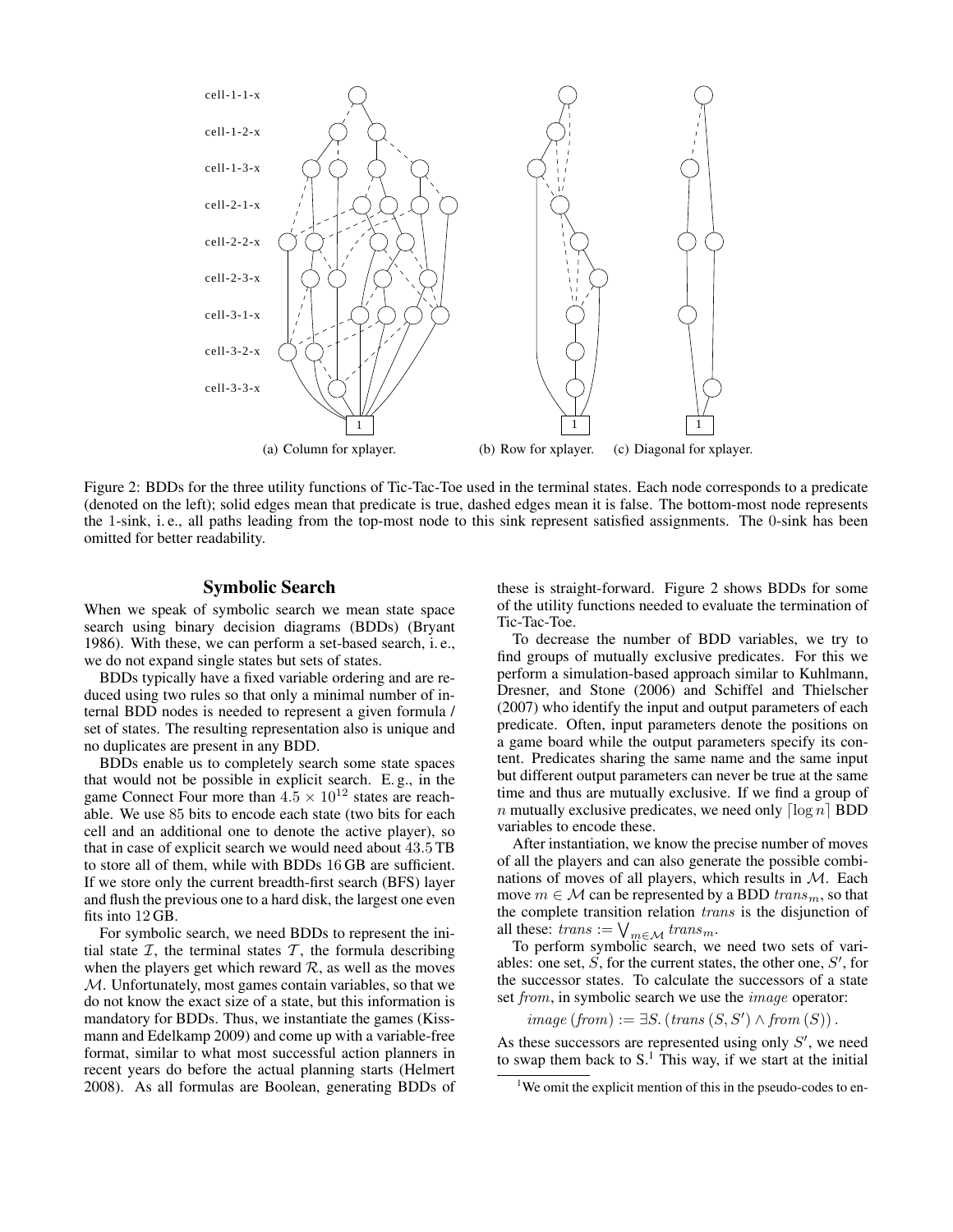cell-1-1-x
cell-1-2-x
cell-1-3-x
cell-2-1-x
cell-2-2-x
cell-2-3-x
cell-3-1-x
cell-3-2-x
cell-3-3-x

1

1

1

(a) Column for xplayer.

(b) Row for xplayer.

(c) Diagonal for xplayer.

Figure 2: BDDs for the three utility functions of Tic-Tac-Toe used in the terminal states. Each node corresponds to a predicate (denoted on the left); solid edges mean that predicate is true, dashed edges mean it is false. The bottom-most node represents the 1-sink, i. e., all paths leading from the top-most node to this sink represent satisfied assignments. The 0-sink has been omitted for better readability.

## Symbolic Search

When we speak of symbolic search we mean state space search using binary decision diagrams (BDDs) (Bryant 1986). With these, we can perform a set-based search, i. e., we do not expand single states but sets of states.

BDDs typically have a fixed variable ordering and are reduced using two rules so that only a minimal number of internal BDD nodes is needed to represent a given formula / set of states. The resulting representation also is unique and no duplicates are present in any BDD.

BDDs enable us to completely search some state spaces that would not be possible in explicit search. E. g., in the game Connect Four more than $4.5 \times 10^{12}$ states are reachable. We use 85 bits to encode each state (two bits for each cell and an additional one to denote the active player), so that in case of explicit search we would need about 43.5 TB to store all of them, while with BDDs 16 GB are sufficient. If we store only the current breadth-first search (BFS) layer and flush the previous one to a hard disk, the largest one even fits into 12 GB.

For symbolic search, we need BDDs to represent the initial state $\mathcal{I}$, the terminal states $\mathcal{T}$, the formula describing when the players get which reward $\mathcal{R}$, as well as the moves $\mathcal{M}$. Unfortunately, most games contain variables, so that we do not know the exact size of a state, but this information is mandatory for BDDs. Thus, we instantiate the games (Kissmann and Edelkamp 2009) and come up with a variable-free format, similar to what most successful action planners in recent years do before the actual planning starts (Helmert 2008). As all formulas are Boolean, generating BDDs of these is straight-forward. Figure 2 shows BDDs for some of the utility functions needed to evaluate the termination of Tic-Tac-Toe.

To decrease the number of BDD variables, we try to find groups of mutually exclusive predicates. For this we perform a simulation-based approach similar to Kuhlmann, Dresner, and Stone (2006) and Schiffel and Thielscher (2007) who identify the input and output parameters of each predicate. Often, input parameters denote the positions on a game board while the output parameters specify its content. Predicates sharing the same name and the same input but different output parameters can never be true at the same time and thus are mutually exclusive. If we find a group of $n$ mutually exclusive predicates, we need only $\lceil \log n \rceil$ BDD variables to encode these.

After instantiation, we know the precise number of moves of all the players and can also generate the possible combinations of moves of all players, which results in $\mathcal{M}$. Each move $m \in \mathcal{M}$ can be represented by a BDD $trans_m$, so that the complete transition relation $trans$ is the disjunction of all these: $trans := \bigvee_{m \in \mathcal{M}} trans_m$.

To perform symbolic search, we need two sets of variables: one set, $S$, for the current states, the other one, $S'$, for the successor states. To calculate the successors of a state set $from$, in symbolic search we use the $image$ operator:

$$image\,(from) := \exists S.\,(trans\,(S, S') \wedge from\,(S))\,.$$

As these successors are represented using only $S'$, we need to swap them back to S.[1] This way, if we start at the initial

[1] We omit the explicit mention of this in the pseudo-codes to en-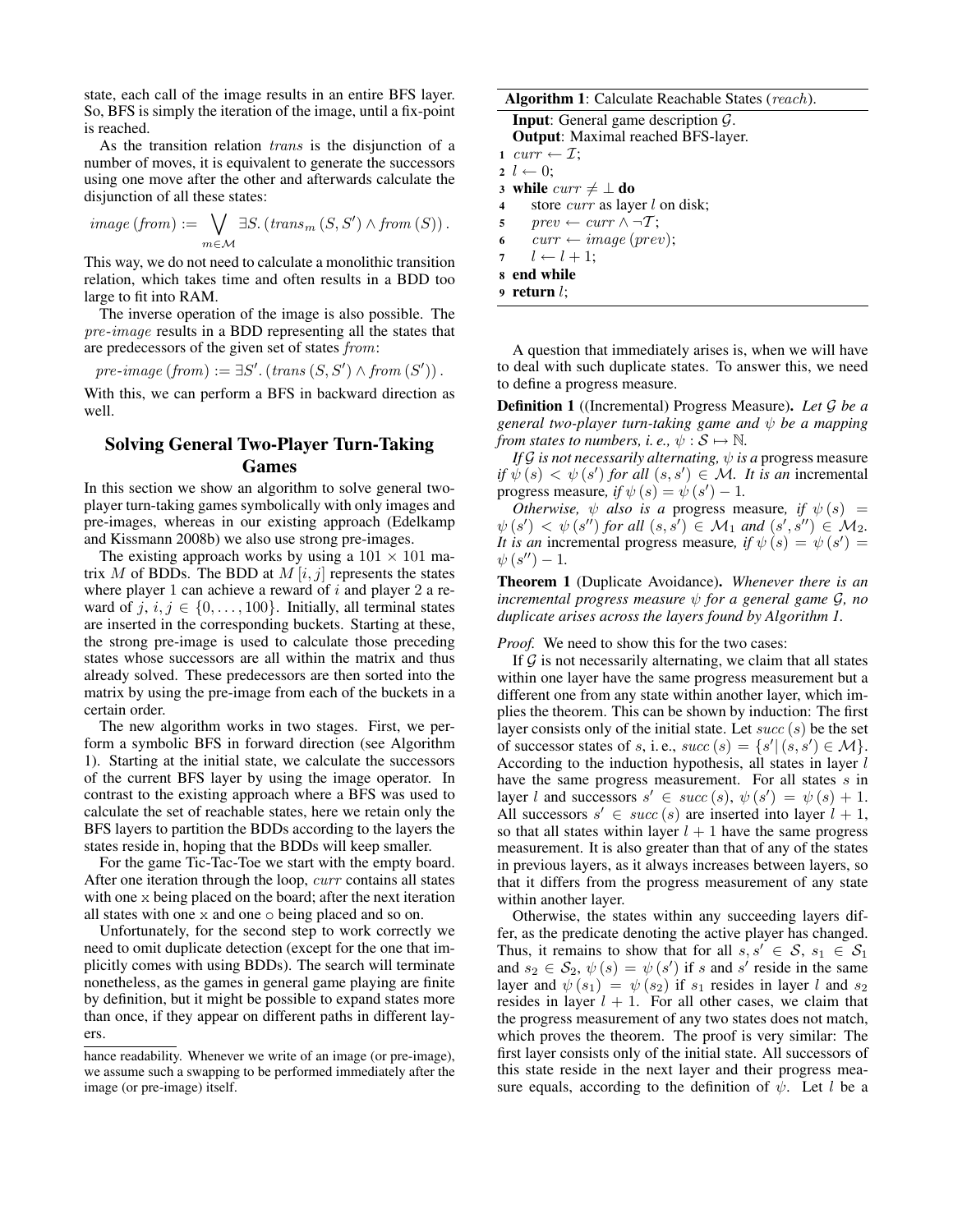state, each call of the image results in an entire BFS layer. So, BFS is simply the iteration of the image, until a fix-point is reached.

As the transition relation $trans$ is the disjunction of a number of moves, it is equivalent to generate the successors using one move after the other and afterwards calculate the disjunction of all these states:

$$image\,(from) := \bigvee_{m \in \mathcal{M}} \exists S.\, (trans_m\,(S, S') \wedge from\,(S))\,.$$

This way, we do not need to calculate a monolithic transition relation, which takes time and often results in a BDD too large to fit into RAM.

The inverse operation of the image is also possible. The $pre\text{-}image$ results in a BDD representing all the states that are predecessors of the given set of states $from$:

$$pre\text{-}image\,(from) := \exists S'.\, (trans\,(S, S') \wedge from\,(S'))\,.$$

With this, we can perform a BFS in backward direction as well.

## Solving General Two-Player Turn-Taking Games

In this section we show an algorithm to solve general two-player turn-taking games symbolically with only images and pre-images, whereas in our existing approach (Edelkamp and Kissmann 2008b) we also use strong pre-images.

The existing approach works by using a $101 \times 101$ matrix $M$ of BDDs. The BDD at $M\,[i, j]$ represents the states where player 1 can achieve a reward of $i$ and player 2 a reward of $j$, $i, j \in \{0, \ldots, 100\}$. Initially, all terminal states are inserted in the corresponding buckets. Starting at these, the strong pre-image is used to calculate those preceding states whose successors are all within the matrix and thus already solved. These predecessors are then sorted into the matrix by using the pre-image from each of the buckets in a certain order.

The new algorithm works in two stages. First, we perform a symbolic BFS in forward direction (see Algorithm 1). Starting at the initial state, we calculate the successors of the current BFS layer by using the image operator. In contrast to the existing approach where a BFS was used to calculate the set of reachable states, here we retain only the BFS layers to partition the BDDs according to the layers the states reside in, hoping that the BDDs will keep smaller.

For the game Tic-Tac-Toe we start with the empty board. After one iteration through the loop, $curr$ contains all states with one x being placed on the board; after the next iteration all states with one x and one o being placed and so on.

Unfortunately, for the second step to work correctly we need to omit duplicate detection (except for the one that implicitly comes with using BDDs). The search will terminate nonetheless, as the games in general game playing are finite by definition, but it might be possible to expand states more than once, if they appear on different paths in different layers.

hance readability. Whenever we write of an image (or pre-image), we assume such a swapping to be performed immediately after the image (or pre-image) itself.

**Algorithm 1**: Calculate Reachable States ($reach$).

**Input**: General game description $\mathcal{G}$.
**Output**: Maximal reached BFS-layer.

```
1 curr ← I;
2 l ← 0;
3 while curr ≠ ⊥ do
4     store curr as layer l on disk;
5     prev ← curr ∧ ¬T;
6     curr ← image(prev);
7     l ← l + 1;
8 end while
9 return l;
```

A question that immediately arises is, when we will have to deal with such duplicate states. To answer this, we need to define a progress measure.

**Definition 1** ((Incremental) Progress Measure). *Let $\mathcal{G}$ be a general two-player turn-taking game and $\psi$ be a mapping from states to numbers, i. e., $\psi : \mathcal{S} \mapsto \mathbb{N}$.*

*If $\mathcal{G}$ is not necessarily alternating, $\psi$ is a* progress measure *if $\psi\,(s) < \psi\,(s')$ for all $(s, s') \in \mathcal{M}$. It is an* incremental progress measure*, if $\psi\,(s) = \psi\,(s') - 1$.*

*Otherwise, $\psi$ also is a* progress measure*, if $\psi\,(s) = \psi\,(s') < \psi\,(s'')$ for all $(s, s') \in \mathcal{M}_1$ and $(s', s'') \in \mathcal{M}_2$. It is an* incremental progress measure*, if $\psi\,(s) = \psi\,(s') = \psi\,(s'') - 1$.*

**Theorem 1** (Duplicate Avoidance). *Whenever there is an incremental progress measure $\psi$ for a general game $\mathcal{G}$, no duplicate arises across the layers found by Algorithm 1.*

*Proof.* We need to show this for the two cases:

If $\mathcal{G}$ is not necessarily alternating, we claim that all states within one layer have the same progress measurement but a different one from any state within another layer, which implies the theorem. This can be shown by induction: The first layer consists only of the initial state. Let $succ\,(s)$ be the set of successor states of $s$, i. e., $succ\,(s) = \{s' \mid (s, s') \in \mathcal{M}\}$. According to the induction hypothesis, all states in layer $l$ have the same progress measurement. For all states $s$ in layer $l$ and successors $s' \in succ\,(s)$, $\psi\,(s') = \psi\,(s) + 1$. All successors $s' \in succ\,(s)$ are inserted into layer $l + 1$, so that all states within layer $l + 1$ have the same progress measurement. It is also greater than that of any of the states in previous layers, as it always increases between layers, so that it differs from the progress measurement of any state within another layer.

Otherwise, the states within any succeeding layers differ, as the predicate denoting the active player has changed. Thus, it remains to show that for all $s, s' \in \mathcal{S}$, $s_1 \in \mathcal{S}_1$ and $s_2 \in \mathcal{S}_2$, $\psi\,(s) = \psi\,(s')$ if $s$ and $s'$ reside in the same layer and $\psi\,(s_1) = \psi\,(s_2)$ if $s_1$ resides in layer $l$ and $s_2$ resides in layer $l + 1$. For all other cases, we claim that the progress measurement of any two states does not match, which proves the theorem. The proof is very similar: The first layer consists only of the initial state. All successors of this state reside in the next layer and their progress measure equals, according to the definition of $\psi$. Let $l$ be a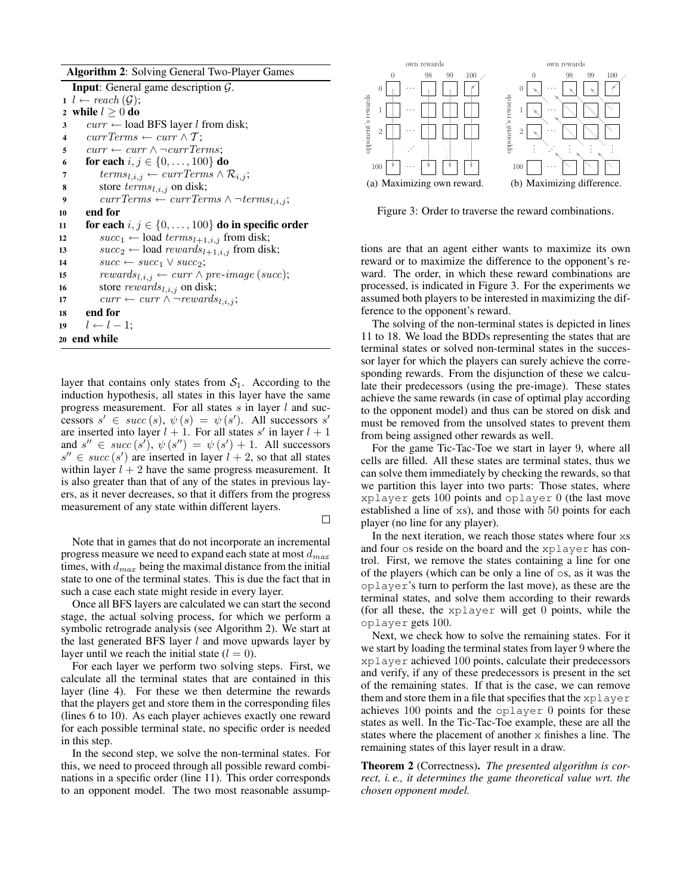**Algorithm 2**: Solving General Two-Player Games

```
   Input: General game description G.
 1 l ← reach(G);
 2 while l ≥ 0 do
 3     curr ← load BFS layer l from disk;
 4     currTerms ← curr ∧ T;
 5     curr ← curr ∧ ¬currTerms;
 6     for each i, j ∈ {0, . . . , 100} do
 7         terms_{l,i,j} ← currTerms ∧ R_{i,j};
 8         store terms_{l,i,j} on disk;
 9         currTerms ← currTerms ∧ ¬terms_{l,i,j};
10     end for
11     for each i, j ∈ {0, . . . , 100} do in specific order
12         succ_1 ← load terms_{l+1,i,j} from disk;
13         succ_2 ← load rewards_{l+1,i,j} from disk;
14         succ ← succ_1 ∨ succ_2;
15         rewards_{l,i,j} ← curr ∧ pre-image(succ);
16         store rewards_{l,i,j} on disk;
17         curr ← curr ∧ ¬rewards_{l,i,j};
18     end for
19     l ← l − 1;
20 end while
```

layer that contains only states from $\mathcal{S}_1$. According to the induction hypothesis, all states in this layer have the same progress measurement. For all states $s$ in layer $l$ and successors $s' \in succ(s)$, $\psi(s) = \psi(s')$. All successors $s'$ are inserted into layer $l+1$. For all states $s'$ in layer $l+1$ and $s'' \in succ(s')$, $\psi(s'') = \psi(s') + 1$. All successors $s'' \in succ(s')$ are inserted in layer $l+2$, so that all states within layer $l+2$ have the same progress measurement. It is also greater than that of any of the states in previous layers, as it never decreases, so that it differs from the progress measurement of any state within different layers.

□

Note that in games that do not incorporate an incremental progress measure we need to expand each state at most $d_{max}$ times, with $d_{max}$ being the maximal distance from the initial state to one of the terminal states. This is due the fact that in such a case each state might reside in every layer.

Once all BFS layers are calculated we can start the second stage, the actual solving process, for which we perform a symbolic retrograde analysis (see Algorithm 2). We start at the last generated BFS layer $l$ and move upwards layer by layer until we reach the initial state ($l = 0$).

For each layer we perform two solving steps. First, we calculate all the terminal states that are contained in this layer (line 4). For these we then determine the rewards that the players get and store them in the corresponding files (lines 6 to 10). As each player achieves exactly one reward for each possible terminal state, no specific order is needed in this step.

In the second step, we solve the non-terminal states. For this, we need to proceed through all possible reward combinations in a specific order (line 11). This order corresponds to an opponent model. The two most reasonable assumptions are that an agent either wants to maximize its own reward or to maximize the difference to the opponent's reward. The order, in which these reward combinations are processed, is indicated in Figure 3. For the experiments we assumed both players to be interested in maximizing the difference to the opponent's reward.

own rewards
0 ··· 98 99 100
opponent's rewards
0
1
2
100

(a) Maximizing own reward.

own rewards
0 ··· 98 99 100
opponent's rewards
0
1
2
100

(b) Maximizing difference.

Figure 3: Order to traverse the reward combinations.

The solving of the non-terminal states is depicted in lines 11 to 18. We load the BDDs representing the states that are terminal states or solved non-terminal states in the successor layer for which the players can surely achieve the corresponding rewards. From the disjunction of these we calculate their predecessors (using the pre-image). These states achieve the same rewards (in case of optimal play according to the opponent model) and thus can be stored on disk and must be removed from the unsolved states to prevent them from being assigned other rewards as well.

For the game Tic-Tac-Toe we start in layer 9, where all cells are filled. All these states are terminal states, thus we can solve them immediately by checking the rewards, so that we partition this layer into two parts: Those states, where `xplayer` gets 100 points and `oplayer` 0 (the last move established a line of `x`s), and those with 50 points for each player (no line for any player).

In the next iteration, we reach those states where four `x`s and four `o`s reside on the board and the `xplayer` has control. First, we remove the states containing a line for one of the players (which can be only a line of `o`s, as it was the `oplayer`'s turn to perform the last move), as these are the terminal states, and solve them according to their rewards (for all these, the `xplayer` will get 0 points, while the `oplayer` gets 100.

Next, we check how to solve the remaining states. For it we start by loading the terminal states from layer 9 where the `xplayer` achieved 100 points, calculate their predecessors and verify, if any of these predecessors is present in the set of the remaining states. If that is the case, we can remove them and store them in a file that specifies that the `xplayer` achieves 100 points and the `oplayer` 0 points for these states as well. In the Tic-Tac-Toe example, these are all the states where the placement of another `x` finishes a line. The remaining states of this layer result in a draw.

**Theorem 2** (Correctness). *The presented algorithm is correct, i. e., it determines the game theoretical value wrt. the chosen opponent model.*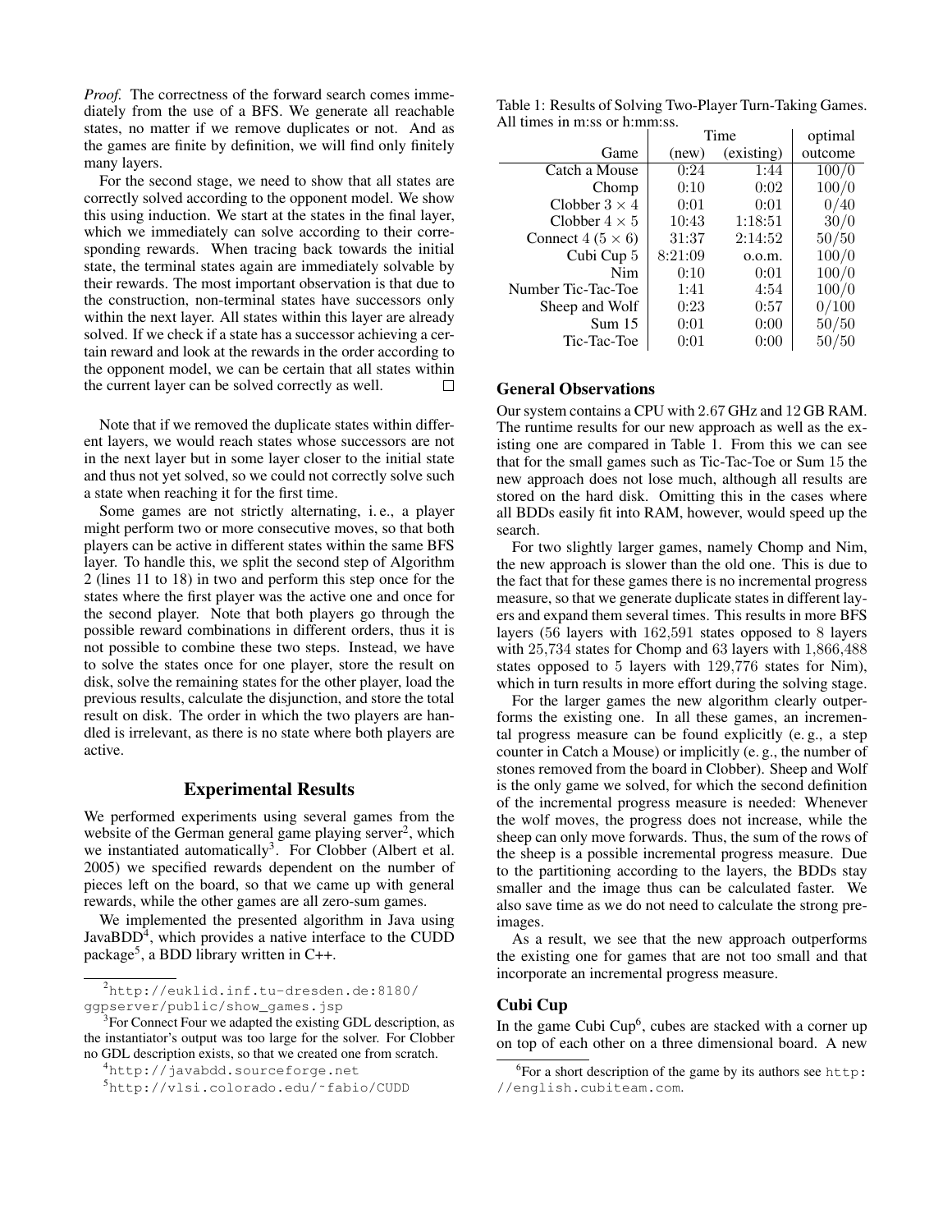*Proof.* The correctness of the forward search comes immediately from the use of a BFS. We generate all reachable states, no matter if we remove duplicates or not. And as the games are finite by definition, we will find only finitely many layers.

For the second stage, we need to show that all states are correctly solved according to the opponent model. We show this using induction. We start at the states in the final layer, which we immediately can solve according to their corresponding rewards. When tracing back towards the initial state, the terminal states again are immediately solvable by their rewards. The most important observation is that due to the construction, non-terminal states have successors only within the next layer. All states within this layer are already solved. If we check if a state has a successor achieving a certain reward and look at the rewards in the order according to the opponent model, we can be certain that all states within the current layer can be solved correctly as well. □

Note that if we removed the duplicate states within different layers, we would reach states whose successors are not in the next layer but in some layer closer to the initial state and thus not yet solved, so we could not correctly solve such a state when reaching it for the first time.

Some games are not strictly alternating, i. e., a player might perform two or more consecutive moves, so that both players can be active in different states within the same BFS layer. To handle this, we split the second step of Algorithm 2 (lines 11 to 18) in two and perform this step once for the states where the first player was the active one and once for the second player. Note that both players go through the possible reward combinations in different orders, thus it is not possible to combine these two steps. Instead, we have to solve the states once for one player, store the result on disk, solve the remaining states for the other player, load the previous results, calculate the disjunction, and store the total result on disk. The order in which the two players are handled is irrelevant, as there is no state where both players are active.

## Experimental Results

We performed experiments using several games from the website of the German general game playing server[2], which we instantiated automatically[3]. For Clobber (Albert et al. 2005) we specified rewards dependent on the number of pieces left on the board, so that we came up with general rewards, while the other games are all zero-sum games.

We implemented the presented algorithm in Java using JavaBDD[4], which provides a native interface to the CUDD package[5], a BDD library written in C++.

[2] http://euklid.inf.tu-dresden.de:8180/ggpserver/public/show_games.jsp

[3] For Connect Four we adapted the existing GDL description, as the instantiator's output was too large for the solver. For Clobber no GDL description exists, so that we created one from scratch.

[4] http://javabdd.sourceforge.net

[5] http://vlsi.colorado.edu/~fabio/CUDD

Table 1: Results of Solving Two-Player Turn-Taking Games. All times in m:ss or h:mm:ss.

| | Time | | optimal |
|---|---|---|---|
| Game | (new) | (existing) | outcome |
| Catch a Mouse | 0:24 | 1:44 | 100/0 |
| Chomp | 0:10 | 0:02 | 100/0 |
| Clobber $3 \times 4$ | 0:01 | 0:01 | 0/40 |
| Clobber $4 \times 5$ | 10:43 | 1:18:51 | 30/0 |
| Connect 4 ($5 \times 6$) | 31:37 | 2:14:52 | 50/50 |
| Cubi Cup 5 | 8:21:09 | o.o.m. | 100/0 |
| Nim | 0:10 | 0:01 | 100/0 |
| Number Tic-Tac-Toe | 1:41 | 4:54 | 100/0 |
| Sheep and Wolf | 0:23 | 0:57 | 0/100 |
| Sum 15 | 0:01 | 0:00 | 50/50 |
| Tic-Tac-Toe | 0:01 | 0:00 | 50/50 |

### General Observations

Our system contains a CPU with 2.67 GHz and 12 GB RAM. The runtime results for our new approach as well as the existing one are compared in Table 1. From this we can see that for the small games such as Tic-Tac-Toe or Sum 15 the new approach does not lose much, although all results are stored on the hard disk. Omitting this in the cases where all BDDs easily fit into RAM, however, would speed up the search.

For two slightly larger games, namely Chomp and Nim, the new approach is slower than the old one. This is due to the fact that for these games there is no incremental progress measure, so that we generate duplicate states in different layers and expand them several times. This results in more BFS layers (56 layers with 162,591 states opposed to 8 layers with 25,734 states for Chomp and 63 layers with 1,866,488 states opposed to 5 layers with 129,776 states for Nim), which in turn results in more effort during the solving stage.

For the larger games the new algorithm clearly outperforms the existing one. In all these games, an incremental progress measure can be found explicitly (e. g., a step counter in Catch a Mouse) or implicitly (e. g., the number of stones removed from the board in Clobber). Sheep and Wolf is the only game we solved, for which the second definition of the incremental progress measure is needed: Whenever the wolf moves, the progress does not increase, while the sheep can only move forwards. Thus, the sum of the rows of the sheep is a possible incremental progress measure. Due to the partitioning according to the layers, the BDDs stay smaller and the image thus can be calculated faster. We also save time as we do not need to calculate the strong preimages.

As a result, we see that the new approach outperforms the existing one for games that are not too small and that incorporate an incremental progress measure.

### Cubi Cup

In the game Cubi Cup[6], cubes are stacked with a corner up on top of each other on a three dimensional board. A new

[6] For a short description of the game by its authors see http://english.cubiteam.com.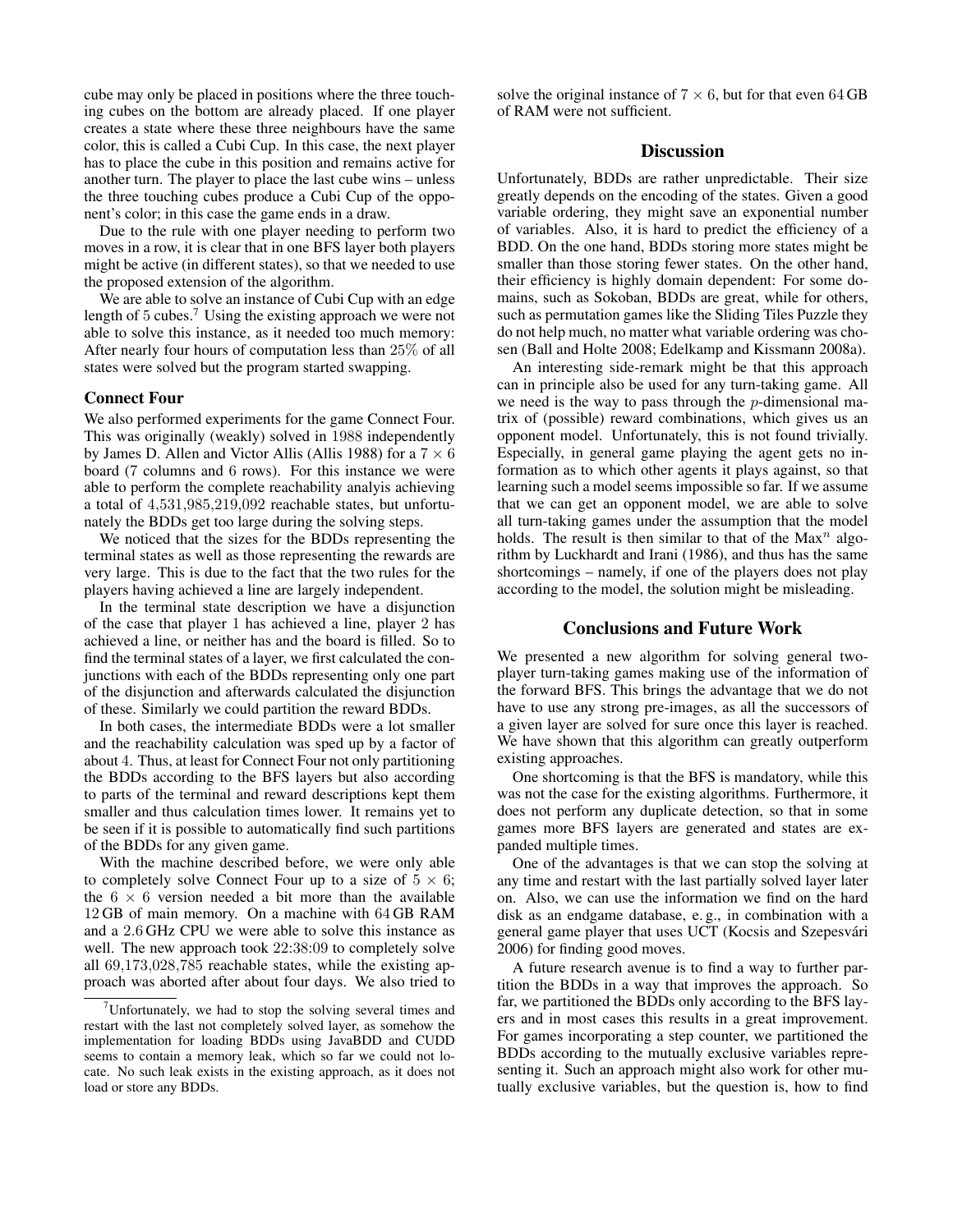cube may only be placed in positions where the three touching cubes on the bottom are already placed. If one player creates a state where these three neighbours have the same color, this is called a Cubi Cup. In this case, the next player has to place the cube in this position and remains active for another turn. The player to place the last cube wins – unless the three touching cubes produce a Cubi Cup of the opponent's color; in this case the game ends in a draw.

Due to the rule with one player needing to perform two moves in a row, it is clear that in one BFS layer both players might be active (in different states), so that we needed to use the proposed extension of the algorithm.

We are able to solve an instance of Cubi Cup with an edge length of 5 cubes.[7] Using the existing approach we were not able to solve this instance, as it needed too much memory: After nearly four hours of computation less than 25% of all states were solved but the program started swapping.

### Connect Four

We also performed experiments for the game Connect Four. This was originally (weakly) solved in 1988 independently by James D. Allen and Victor Allis (Allis 1988) for a $7 \times 6$ board (7 columns and 6 rows). For this instance we were able to perform the complete reachability analyis achieving a total of 4,531,985,219,092 reachable states, but unfortunately the BDDs get too large during the solving steps.

We noticed that the sizes for the BDDs representing the terminal states as well as those representing the rewards are very large. This is due to the fact that the two rules for the players having achieved a line are largely independent.

In the terminal state description we have a disjunction of the case that player 1 has achieved a line, player 2 has achieved a line, or neither has and the board is filled. So to find the terminal states of a layer, we first calculated the conjunctions with each of the BDDs representing only one part of the disjunction and afterwards calculated the disjunction of these. Similarly we could partition the reward BDDs.

In both cases, the intermediate BDDs were a lot smaller and the reachability calculation was sped up by a factor of about 4. Thus, at least for Connect Four not only partitioning the BDDs according to the BFS layers but also according to parts of the terminal and reward descriptions kept them smaller and thus calculation times lower. It remains yet to be seen if it is possible to automatically find such partitions of the BDDs for any given game.

With the machine described before, we were only able to completely solve Connect Four up to a size of $5 \times 6$; the $6 \times 6$ version needed a bit more than the available 12 GB of main memory. On a machine with 64 GB RAM and a 2.6 GHz CPU we were able to solve this instance as well. The new approach took 22:38:09 to completely solve all 69,173,028,785 reachable states, while the existing approach was aborted after about four days. We also tried to solve the original instance of $7 \times 6$, but for that even 64 GB of RAM were not sufficient.

[7] Unfortunately, we had to stop the solving several times and restart with the last not completely solved layer, as somehow the implementation for loading BDDs using JavaBDD and CUDD seems to contain a memory leak, which so far we could not locate. No such leak exists in the existing approach, as it does not load or store any BDDs.

## Discussion

Unfortunately, BDDs are rather unpredictable. Their size greatly depends on the encoding of the states. Given a good variable ordering, they might save an exponential number of variables. Also, it is hard to predict the efficiency of a BDD. On the one hand, BDDs storing more states might be smaller than those storing fewer states. On the other hand, their efficiency is highly domain dependent: For some domains, such as Sokoban, BDDs are great, while for others, such as permutation games like the Sliding Tiles Puzzle they do not help much, no matter what variable ordering was chosen (Ball and Holte 2008; Edelkamp and Kissmann 2008a).

An interesting side-remark might be that this approach can in principle also be used for any turn-taking game. All we need is the way to pass through the $p$-dimensional matrix of (possible) reward combinations, which gives us an opponent model. Unfortunately, this is not found trivially. Especially, in general game playing the agent gets no information as to which other agents it plays against, so that learning such a model seems impossible so far. If we assume that we can get an opponent model, we are able to solve all turn-taking games under the assumption that the model holds. The result is then similar to that of the Max$^n$ algorithm by Luckhardt and Irani (1986), and thus has the same shortcomings – namely, if one of the players does not play according to the model, the solution might be misleading.

## Conclusions and Future Work

We presented a new algorithm for solving general two-player turn-taking games making use of the information of the forward BFS. This brings the advantage that we do not have to use any strong pre-images, as all the successors of a given layer are solved for sure once this layer is reached. We have shown that this algorithm can greatly outperform existing approaches.

One shortcoming is that the BFS is mandatory, while this was not the case for the existing algorithms. Furthermore, it does not perform any duplicate detection, so that in some games more BFS layers are generated and states are expanded multiple times.

One of the advantages is that we can stop the solving at any time and restart with the last partially solved layer later on. Also, we can use the information we find on the hard disk as an endgame database, e. g., in combination with a general game player that uses UCT (Kocsis and Szepesvári 2006) for finding good moves.

A future research avenue is to find a way to further partition the BDDs in a way that improves the approach. So far, we partitioned the BDDs only according to the BFS layers and in most cases this results in a great improvement. For games incorporating a step counter, we partitioned the BDDs according to the mutually exclusive variables representing it. Such an approach might also work for other mutually exclusive variables, but the question is, how to find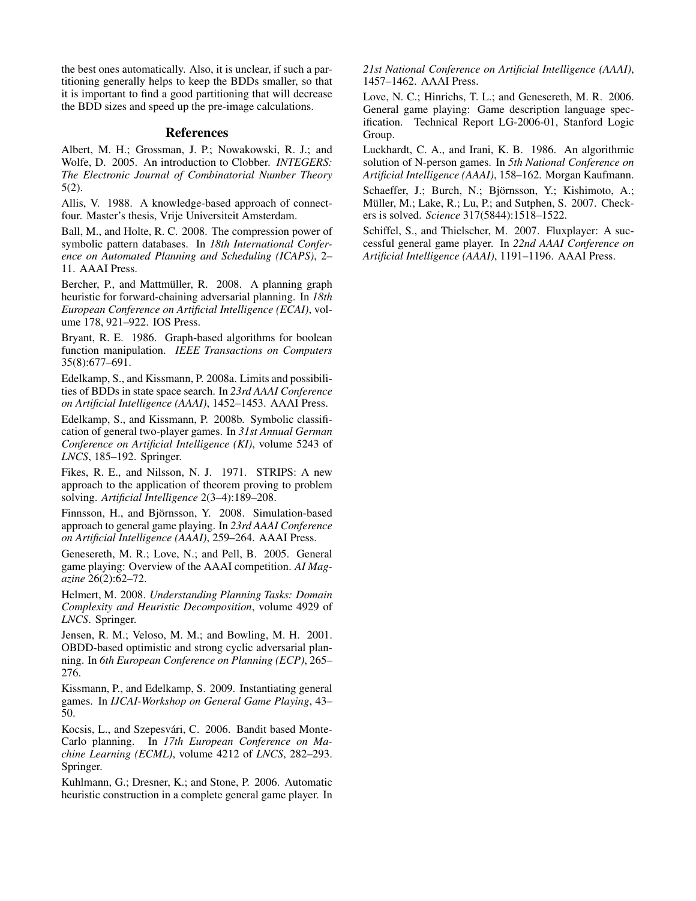the best ones automatically. Also, it is unclear, if such a partitioning generally helps to keep the BDDs smaller, so that it is important to find a good partitioning that will decrease the BDD sizes and speed up the pre-image calculations.

## References

Albert, M. H.; Grossman, J. P.; Nowakowski, R. J.; and Wolfe, D. 2005. An introduction to Clobber. *INTEGERS: The Electronic Journal of Combinatorial Number Theory* 5(2).

Allis, V. 1988. A knowledge-based approach of connect-four. Master's thesis, Vrije Universiteit Amsterdam.

Ball, M., and Holte, R. C. 2008. The compression power of symbolic pattern databases. In *18th International Conference on Automated Planning and Scheduling (ICAPS)*, 2–11. AAAI Press.

Bercher, P., and Mattmüller, R. 2008. A planning graph heuristic for forward-chaining adversarial planning. In *18th European Conference on Artificial Intelligence (ECAI)*, volume 178, 921–922. IOS Press.

Bryant, R. E. 1986. Graph-based algorithms for boolean function manipulation. *IEEE Transactions on Computers* 35(8):677–691.

Edelkamp, S., and Kissmann, P. 2008a. Limits and possibilities of BDDs in state space search. In *23rd AAAI Conference on Artificial Intelligence (AAAI)*, 1452–1453. AAAI Press.

Edelkamp, S., and Kissmann, P. 2008b. Symbolic classification of general two-player games. In *31st Annual German Conference on Artificial Intelligence (KI)*, volume 5243 of *LNCS*, 185–192. Springer.

Fikes, R. E., and Nilsson, N. J. 1971. STRIPS: A new approach to the application of theorem proving to problem solving. *Artificial Intelligence* 2(3–4):189–208.

Finnsson, H., and Björnsson, Y. 2008. Simulation-based approach to general game playing. In *23rd AAAI Conference on Artificial Intelligence (AAAI)*, 259–264. AAAI Press.

Genesereth, M. R.; Love, N.; and Pell, B. 2005. General game playing: Overview of the AAAI competition. *AI Magazine* 26(2):62–72.

Helmert, M. 2008. *Understanding Planning Tasks: Domain Complexity and Heuristic Decomposition*, volume 4929 of *LNCS*. Springer.

Jensen, R. M.; Veloso, M. M.; and Bowling, M. H. 2001. OBDD-based optimistic and strong cyclic adversarial planning. In *6th European Conference on Planning (ECP)*, 265–276.

Kissmann, P., and Edelkamp, S. 2009. Instantiating general games. In *IJCAI-Workshop on General Game Playing*, 43–50.

Kocsis, L., and Szepesvári, C. 2006. Bandit based Monte-Carlo planning. In *17th European Conference on Machine Learning (ECML)*, volume 4212 of *LNCS*, 282–293. Springer.

Kuhlmann, G.; Dresner, K.; and Stone, P. 2006. Automatic heuristic construction in a complete general game player. In *21st National Conference on Artificial Intelligence (AAAI)*, 1457–1462. AAAI Press.

Love, N. C.; Hinrichs, T. L.; and Genesereth, M. R. 2006. General game playing: Game description language specification. Technical Report LG-2006-01, Stanford Logic Group.

Luckhardt, C. A., and Irani, K. B. 1986. An algorithmic solution of N-person games. In *5th National Conference on Artificial Intelligence (AAAI)*, 158–162. Morgan Kaufmann.

Schaeffer, J.; Burch, N.; Björnsson, Y.; Kishimoto, A.; Müller, M.; Lake, R.; Lu, P.; and Sutphen, S. 2007. Checkers is solved. *Science* 317(5844):1518–1522.

Schiffel, S., and Thielscher, M. 2007. Fluxplayer: A successful general game player. In *22nd AAAI Conference on Artificial Intelligence (AAAI)*, 1191–1196. AAAI Press.